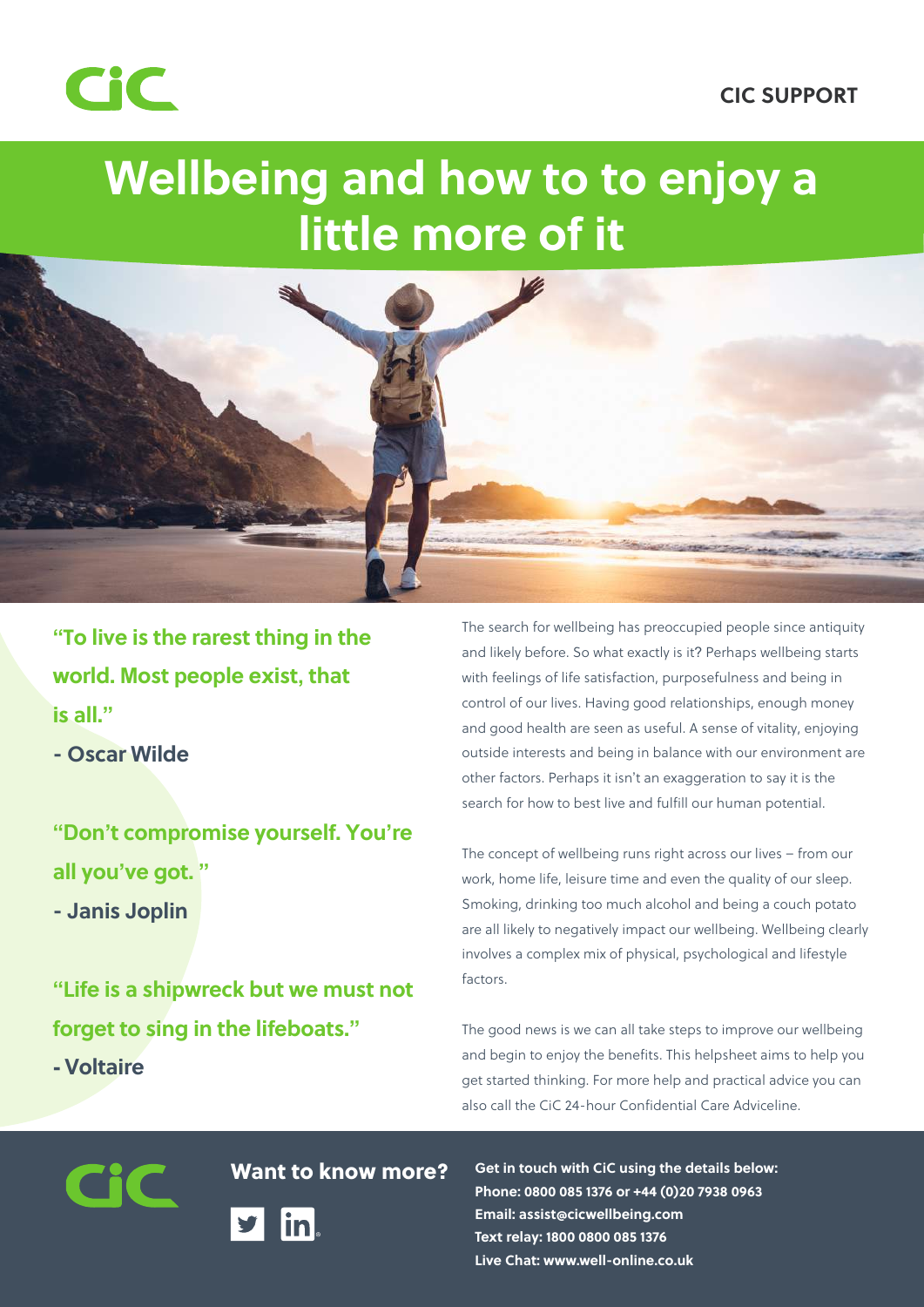CIC SUPPORT

# Wellbeing and how to to enjoy a little more of it

**"To live is the rarest thing in the world. Most people exist, that is all."**
**- Oscar Wilde**

**"Don't compromise yourself. You're all you've got. "**
**- Janis Joplin**

**"Life is a shipwreck but we must not forget to sing in the lifeboats."**
**- Voltaire**

The search for wellbeing has preoccupied people since antiquity and likely before. So what exactly is it? Perhaps wellbeing starts with feelings of life satisfaction, purposefulness and being in control of our lives. Having good relationships, enough money and good health are seen as useful. A sense of vitality, enjoying outside interests and being in balance with our environment are other factors. Perhaps it isn't an exaggeration to say it is the search for how to best live and fulfill our human potential.

The concept of wellbeing runs right across our lives – from our work, home life, leisure time and even the quality of our sleep. Smoking, drinking too much alcohol and being a couch potato are all likely to negatively impact our wellbeing. Wellbeing clearly involves a complex mix of physical, psychological and lifestyle factors.

The good news is we can all take steps to improve our wellbeing and begin to enjoy the benefits. This helpsheet aims to help you get started thinking. For more help and practical advice you can also call the CiC 24-hour Confidential Care Adviceline.

**Want to know more?**

**Get in touch with CiC using the details below:**
**Phone: 0800 085 1376 or +44 (0)20 7938 0963**
**Email: assist@cicwellbeing.com**
**Text relay: 1800 0800 085 1376**
**Live Chat: www.well-online.co.uk**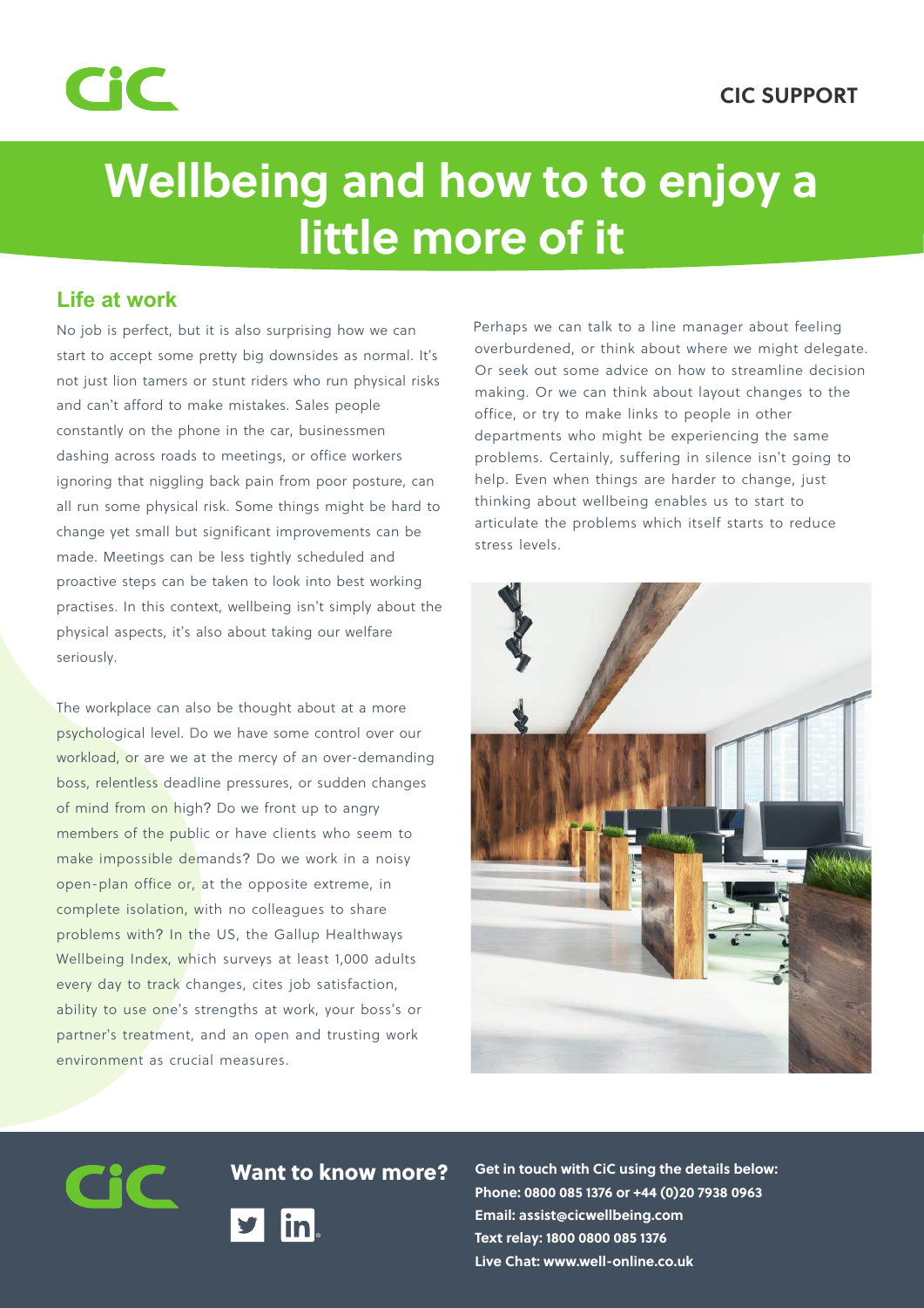CIC SUPPORT

# Wellbeing and how to to enjoy a little more of it

## Life at work

No job is perfect, but it is also surprising how we can start to accept some pretty big downsides as normal. It's not just lion tamers or stunt riders who run physical risks and can't afford to make mistakes. Sales people constantly on the phone in the car, businessmen dashing across roads to meetings, or office workers ignoring that niggling back pain from poor posture, can all run some physical risk. Some things might be hard to change yet small but significant improvements can be made. Meetings can be less tightly scheduled and proactive steps can be taken to look into best working practises. In this context, wellbeing isn't simply about the physical aspects, it's also about taking our welfare seriously.

The workplace can also be thought about at a more psychological level. Do we have some control over our workload, or are we at the mercy of an over-demanding boss, relentless deadline pressures, or sudden changes of mind from on high? Do we front up to angry members of the public or have clients who seem to make impossible demands? Do we work in a noisy open-plan office or, at the opposite extreme, in complete isolation, with no colleagues to share problems with? In the US, the Gallup Healthways Wellbeing Index, which surveys at least 1,000 adults every day to track changes, cites job satisfaction, ability to use one's strengths at work, your boss's or partner's treatment, and an open and trusting work environment as crucial measures.

Perhaps we can talk to a line manager about feeling overburdened, or think about where we might delegate. Or seek out some advice on how to streamline decision making. Or we can think about layout changes to the office, or try to make links to people in other departments who might be experiencing the same problems. Certainly, suffering in silence isn't going to help. Even when things are harder to change, just thinking about wellbeing enables us to start to articulate the problems which itself starts to reduce stress levels.

**Want to know more?**

**Get in touch with CiC using the details below:**
**Phone: 0800 085 1376 or +44 (0)20 7938 0963**
**Email: assist@cicwellbeing.com**
**Text relay: 1800 0800 085 1376**
**Live Chat: www.well-online.co.uk**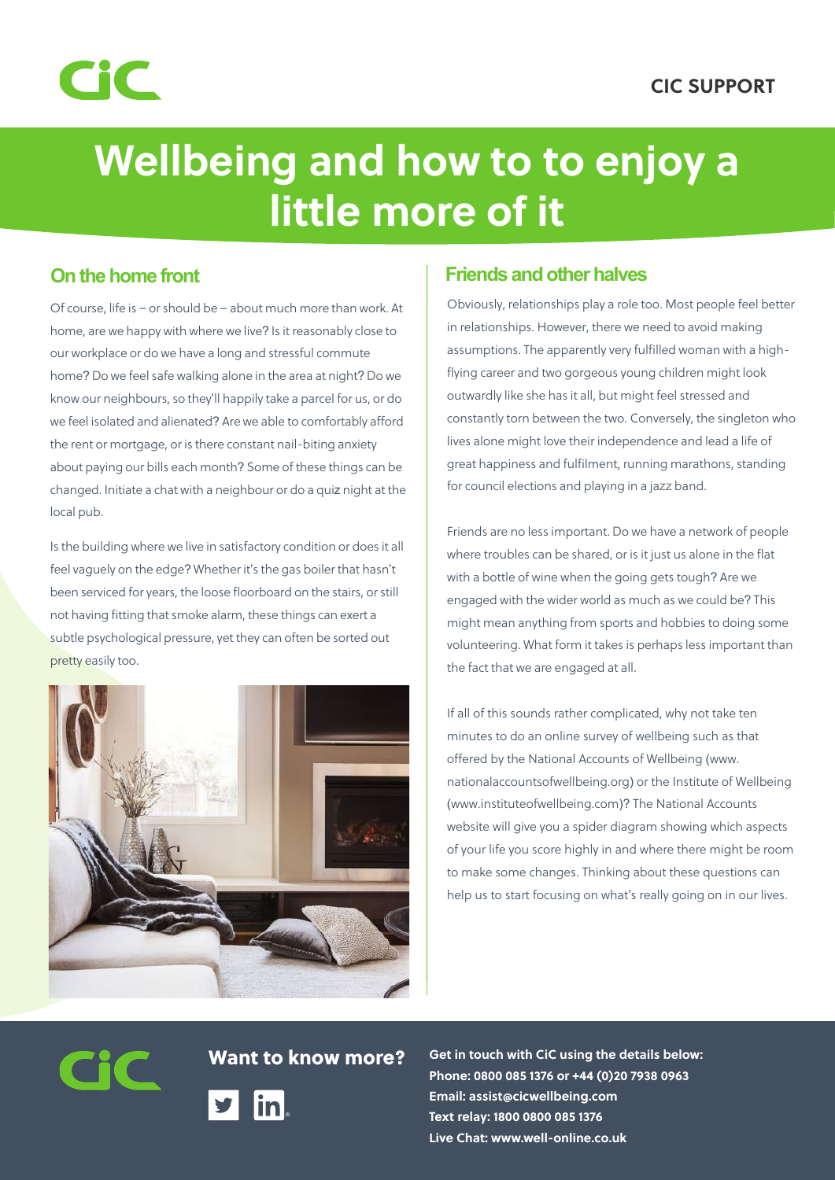CIC SUPPORT

# Wellbeing and how to to enjoy a little more of it

## On the home front

Of course, life is – or should be – about much more than work. At home, are we happy with where we live? Is it reasonably close to our workplace or do we have a long and stressful commute home? Do we feel safe walking alone in the area at night? Do we know our neighbours, so they'll happily take a parcel for us, or do we feel isolated and alienated? Are we able to comfortably afford the rent or mortgage, or is there constant nail-biting anxiety about paying our bills each month? Some of these things can be changed. Initiate a chat with a neighbour or do a quiz night at the local pub.

Is the building where we live in satisfactory condition or does it all feel vaguely on the edge? Whether it's the gas boiler that hasn't been serviced for years, the loose floorboard on the stairs, or still not having fitting that smoke alarm, these things can exert a subtle psychological pressure, yet they can often be sorted out pretty easily too.

## Friends and other halves

Obviously, relationships play a role too. Most people feel better in relationships. However, there we need to avoid making assumptions. The apparently very fulfilled woman with a high-flying career and two gorgeous young children might look outwardly like she has it all, but might feel stressed and constantly torn between the two. Conversely, the singleton who lives alone might love their independence and lead a life of great happiness and fulfilment, running marathons, standing for council elections and playing in a jazz band.

Friends are no less important. Do we have a network of people where troubles can be shared, or is it just us alone in the flat with a bottle of wine when the going gets tough? Are we engaged with the wider world as much as we could be? This might mean anything from sports and hobbies to doing some volunteering. What form it takes is perhaps less important than the fact that we are engaged at all.

If all of this sounds rather complicated, why not take ten minutes to do an online survey of wellbeing such as that offered by the National Accounts of Wellbeing (www.nationalaccountsofwellbeing.org) or the Institute of Wellbeing (www.instituteofwellbeing.com)? The National Accounts website will give you a spider diagram showing which aspects of your life you score highly in and where there might be room to make some changes. Thinking about these questions can help us to start focusing on what's really going on in our lives.

**Want to know more?**

**Get in touch with CiC using the details below:**
**Phone: 0800 085 1376 or +44 (0)20 7938 0963**
**Email: assist@cicwellbeing.com**
**Text relay: 1800 0800 085 1376**
**Live Chat: www.well-online.co.uk**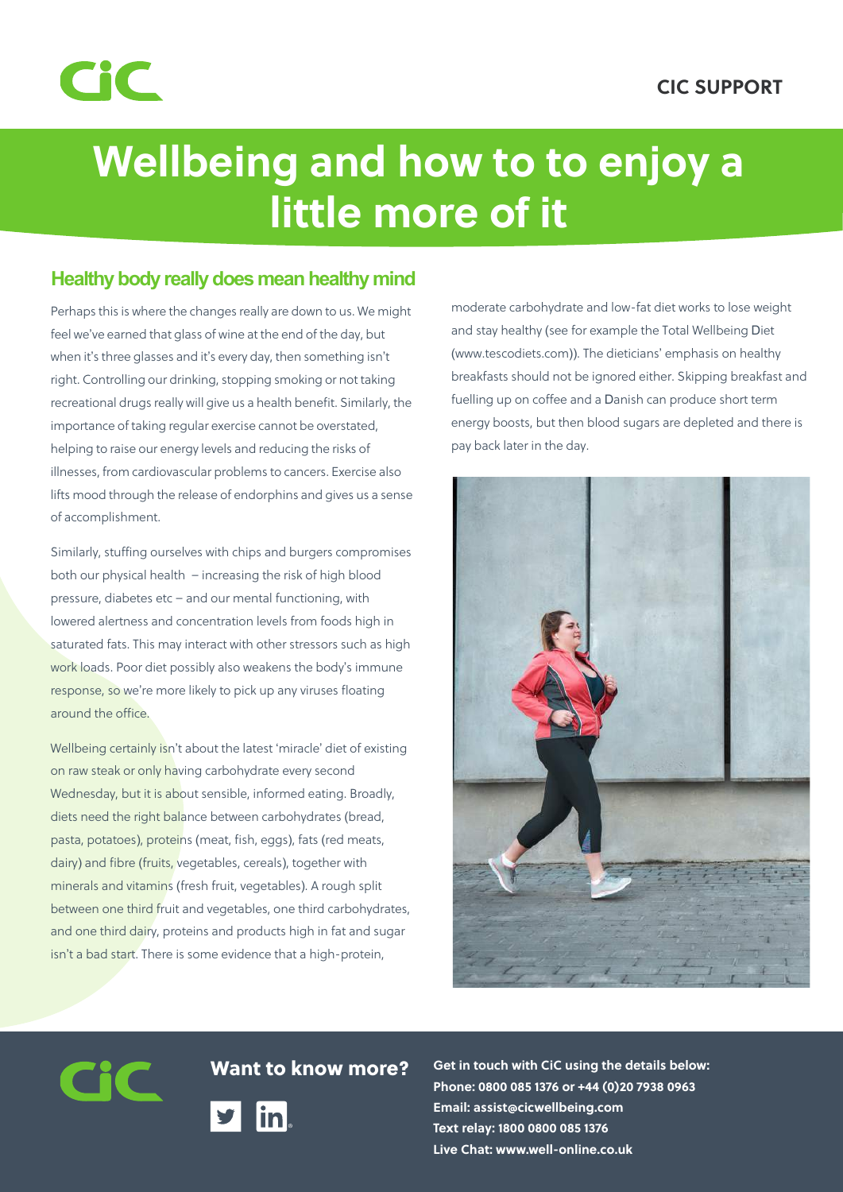# Wellbeing and how to to enjoy a little more of it

## Healthy body really does mean healthy mind

Perhaps this is where the changes really are down to us. We might feel we've earned that glass of wine at the end of the day, but when it's three glasses and it's every day, then something isn't right. Controlling our drinking, stopping smoking or not taking recreational drugs really will give us a health benefit. Similarly, the importance of taking regular exercise cannot be overstated, helping to raise our energy levels and reducing the risks of illnesses, from cardiovascular problems to cancers. Exercise also lifts mood through the release of endorphins and gives us a sense of accomplishment.

Similarly, stuffing ourselves with chips and burgers compromises both our physical health – increasing the risk of high blood pressure, diabetes etc – and our mental functioning, with lowered alertness and concentration levels from foods high in saturated fats. This may interact with other stressors such as high work loads. Poor diet possibly also weakens the body's immune response, so we're more likely to pick up any viruses floating around the office.

Wellbeing certainly isn't about the latest 'miracle' diet of existing on raw steak or only having carbohydrate every second Wednesday, but it is about sensible, informed eating. Broadly, diets need the right balance between carbohydrates (bread, pasta, potatoes), proteins (meat, fish, eggs), fats (red meats, dairy) and fibre (fruits, vegetables, cereals), together with minerals and vitamins (fresh fruit, vegetables). A rough split between one third fruit and vegetables, one third carbohydrates, and one third dairy, proteins and products high in fat and sugar isn't a bad start. There is some evidence that a high-protein, moderate carbohydrate and low-fat diet works to lose weight and stay healthy (see for example the Total Wellbeing Diet (www.tescodiets.com)). The dieticians' emphasis on healthy breakfasts should not be ignored either. Skipping breakfast and fuelling up on coffee and a Danish can produce short term energy boosts, but then blood sugars are depleted and there is pay back later in the day.

**Want to know more?**

**Get in touch with CiC using the details below:**
**Phone: 0800 085 1376 or +44 (0)20 7938 0963**
**Email: assist@cicwellbeing.com**
**Text relay: 1800 0800 085 1376**
**Live Chat: www.well-online.co.uk**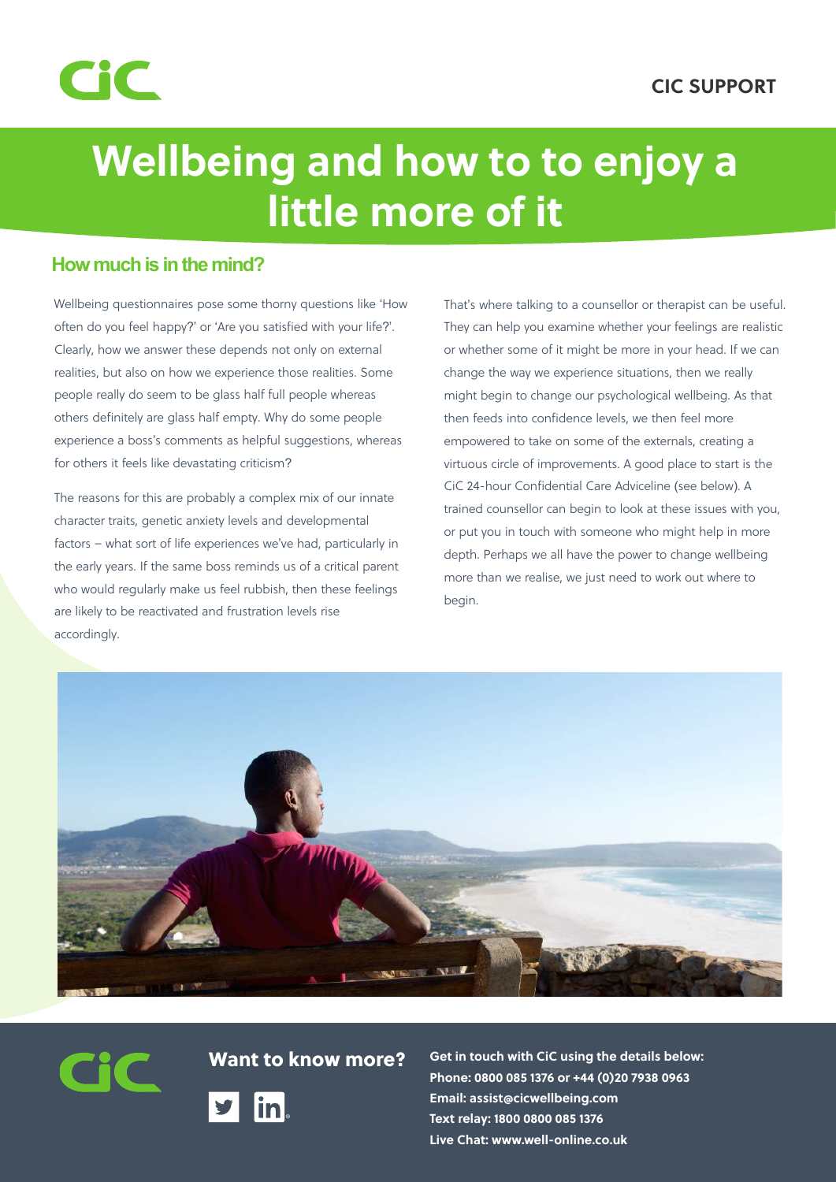CIC SUPPORT

# Wellbeing and how to to enjoy a little more of it

## How much is in the mind?

Wellbeing questionnaires pose some thorny questions like 'How often do you feel happy?' or 'Are you satisfied with your life?'. Clearly, how we answer these depends not only on external realities, but also on how we experience those realities. Some people really do seem to be glass half full people whereas others definitely are glass half empty. Why do some people experience a boss's comments as helpful suggestions, whereas for others it feels like devastating criticism?

The reasons for this are probably a complex mix of our innate character traits, genetic anxiety levels and developmental factors – what sort of life experiences we've had, particularly in the early years. If the same boss reminds us of a critical parent who would regularly make us feel rubbish, then these feelings are likely to be reactivated and frustration levels rise accordingly.

That's where talking to a counsellor or therapist can be useful. They can help you examine whether your feelings are realistic or whether some of it might be more in your head. If we can change the way we experience situations, then we really might begin to change our psychological wellbeing. As that then feeds into confidence levels, we then feel more empowered to take on some of the externals, creating a virtuous circle of improvements. A good place to start is the CiC 24-hour Confidential Care Adviceline (see below). A trained counsellor can begin to look at these issues with you, or put you in touch with someone who might help in more depth. Perhaps we all have the power to change wellbeing more than we realise, we just need to work out where to begin.

**Want to know more?**

**Get in touch with CiC using the details below:**
**Phone: 0800 085 1376 or +44 (0)20 7938 0963**
**Email: assist@cicwellbeing.com**
**Text relay: 1800 0800 085 1376**
**Live Chat: www.well-online.co.uk**